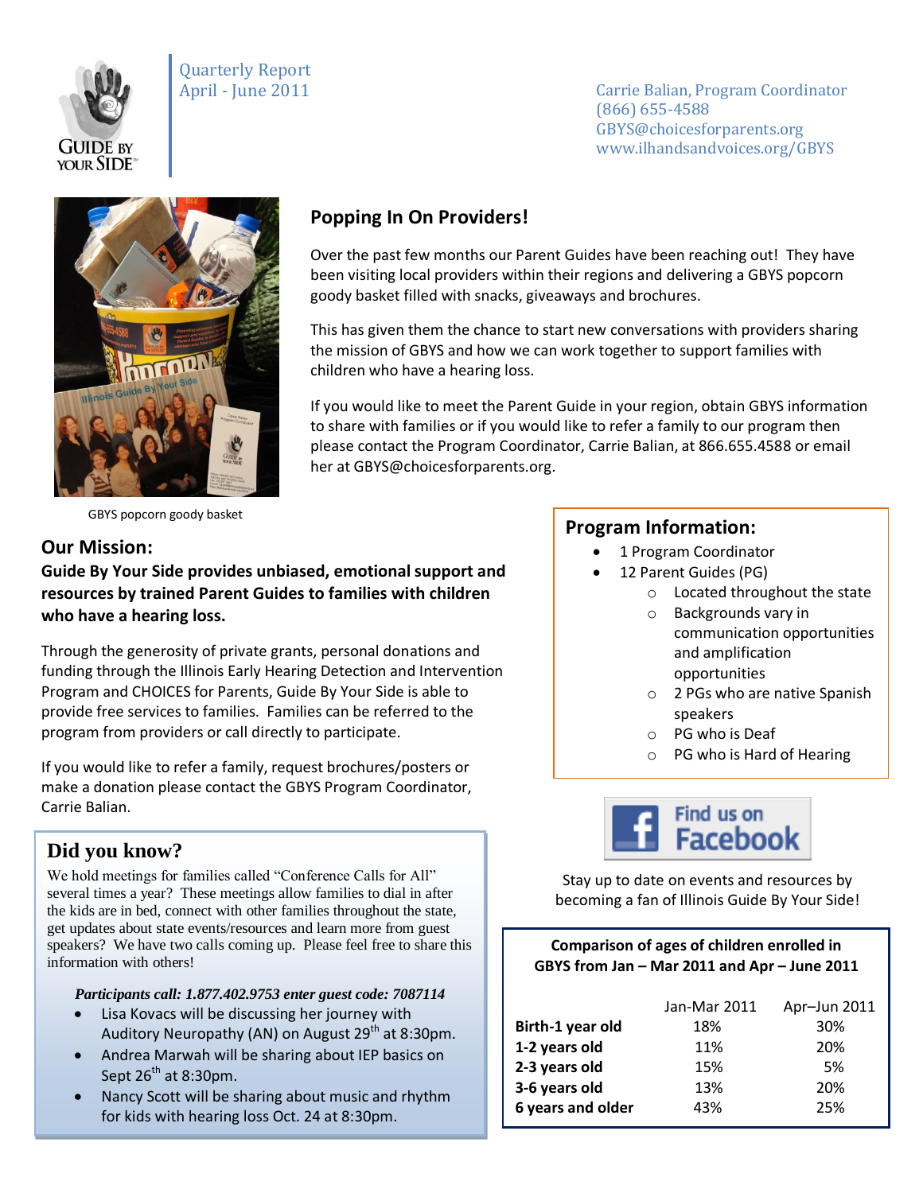Quarterly Report
April - June 2011

Carrie Balian, Program Coordinator
(866) 655-4588
GBYS@choicesforparents.org
www.ilhandsandvoices.org/GBYS

## Popping In On Providers!

Over the past few months our Parent Guides have been reaching out! They have been visiting local providers within their regions and delivering a GBYS popcorn goody basket filled with snacks, giveaways and brochures.

This has given them the chance to start new conversations with providers sharing the mission of GBYS and how we can work together to support families with children who have a hearing loss.

If you would like to meet the Parent Guide in your region, obtain GBYS information to share with families or if you would like to refer a family to our program then please contact the Program Coordinator, Carrie Balian, at 866.655.4588 or email her at GBYS@choicesforparents.org.

GBYS popcorn goody basket

## Our Mission:

**Guide By Your Side provides unbiased, emotional support and resources by trained Parent Guides to families with children who have a hearing loss.**

Through the generosity of private grants, personal donations and funding through the Illinois Early Hearing Detection and Intervention Program and CHOICES for Parents, Guide By Your Side is able to provide free services to families. Families can be referred to the program from providers or call directly to participate.

If you would like to refer a family, request brochures/posters or make a donation please contact the GBYS Program Coordinator, Carrie Balian.

## Did you know?

We hold meetings for families called "Conference Calls for All" several times a year? These meetings allow families to dial in after the kids are in bed, connect with other families throughout the state, get updates about state events/resources and learn more from guest speakers? We have two calls coming up. Please feel free to share this information with others!

***Participants call: 1.877.402.9753 enter guest code: 7087114***

- Lisa Kovacs will be discussing her journey with Auditory Neuropathy (AN) on August 29th at 8:30pm.
- Andrea Marwah will be sharing about IEP basics on Sept 26th at 8:30pm.
- Nancy Scott will be sharing about music and rhythm for kids with hearing loss Oct. 24 at 8:30pm.

## Program Information:

- 1 Program Coordinator
- 12 Parent Guides (PG)
  - Located throughout the state
  - Backgrounds vary in communication opportunities and amplification opportunities
  - 2 PGs who are native Spanish speakers
  - PG who is Deaf
  - PG who is Hard of Hearing

Find us on Facebook

Stay up to date on events and resources by becoming a fan of Illinois Guide By Your Side!

**Comparison of ages of children enrolled in GBYS from Jan – Mar 2011 and Apr – June 2011**

| | Jan-Mar 2011 | Apr–Jun 2011 |
|---|---|---|
| **Birth-1 year old** | 18% | 30% |
| **1-2 years old** | 11% | 20% |
| **2-3 years old** | 15% | 5% |
| **3-6 years old** | 13% | 20% |
| **6 years and older** | 43% | 25% |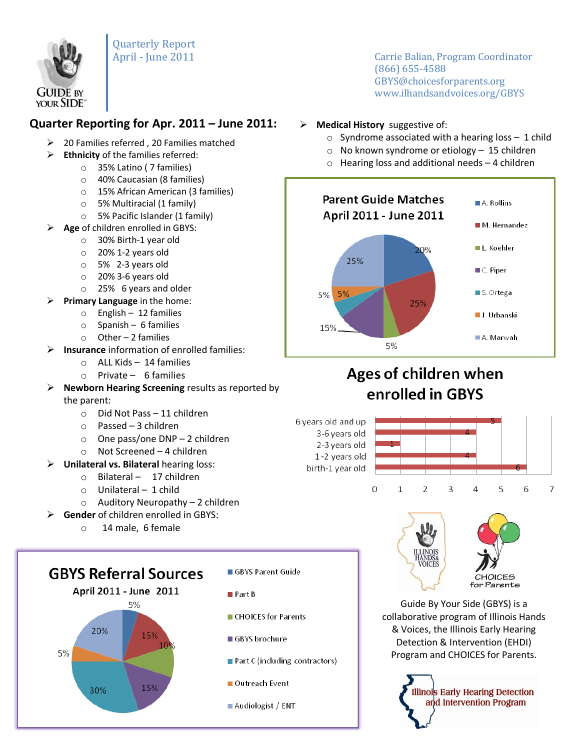Quarterly Report
April - June 2011

Carrie Balian, Program Coordinator
(866) 655-4588
GBYS@choicesforparents.org
www.ilhandsandvoices.org/GBYS

## Quarter Reporting for Apr. 2011 – June 2011:

- 20 Families referred , 20 Families matched
- **Ethnicity** of the families referred:
  - 35% Latino ( 7 families)
  - 40% Caucasian (8 families)
  - 15% African American (3 families)
  - 5% Multiracial (1 family)
  - 5% Pacific Islander (1 family)
- **Age** of children enrolled in GBYS:
  - 30% Birth-1 year old
  - 20% 1-2 years old
  - 5% 2-3 years old
  - 20% 3-6 years old
  - 25% 6 years and older
- **Primary Language** in the home:
  - English – 12 families
  - Spanish – 6 families
  - Other – 2 families
- **Insurance** information of enrolled families:
  - ALL Kids – 14 families
  - Private – 6 families
- **Newborn Hearing Screening** results as reported by the parent:
  - Did Not Pass – 11 children
  - Passed – 3 children
  - One pass/one DNP – 2 children
  - Not Screened – 4 children
- **Unilateral vs. Bilateral** hearing loss:
  - Bilateral – 17 children
  - Unilateral – 1 child
  - Auditory Neuropathy – 2 children
- **Gender** of children enrolled in GBYS:
  - 14 male, 6 female

**GBYS Referral Sources**
April 2011 - June 2011

5%
15%
10%
15%
30%
5%
20%

GBYS Parent Guide
Part B
CHOICES for Parents
GBYS brochure
Part C (including contractors)
Outreach Event
Audiologist / ENT

- **Medical History** suggestive of:
  - Syndrome associated with a hearing loss – 1 child
  - No known syndrome or etiology – 15 children
  - Hearing loss and additional needs – 4 children

**Parent Guide Matches**
April 2011 - June 2011

20%
25%
5%
15%
5%
5%
25%

A. Rollins
M. Hernandez
L. Koehler
C. Piper
S. Ortega
J. Urbanski
A. Marwah

**Ages of children when enrolled in GBYS**

6 years old and up 5
3-6 years old 4
2-3 years old 1
1-2 years old 4
birth-1 year old 6

0 1 2 3 4 5 6 7

ILLINOIS HANDS & VOICES

CHOICES for Parents

Guide By Your Side (GBYS) is a collaborative program of Illinois Hands & Voices, the Illinois Early Hearing Detection & Intervention (EHDI) Program and CHOICES for Parents.

Illinois Early Hearing Detection and Intervention Program